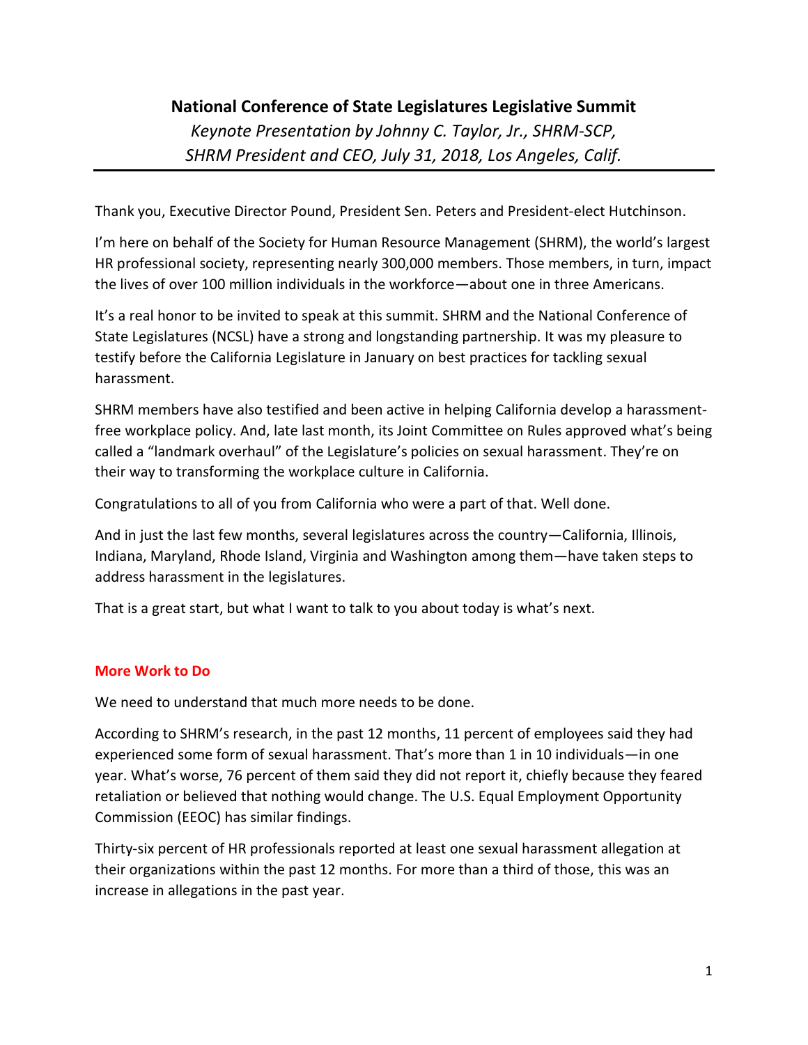# National Conference of State Legislatures Legislative Summit

*Keynote Presentation by Johnny C. Taylor, Jr., SHRM-SCP, SHRM President and CEO, July 31, 2018, Los Angeles, Calif.*

Thank you, Executive Director Pound, President Sen. Peters and President-elect Hutchinson.

I'm here on behalf of the Society for Human Resource Management (SHRM), the world's largest HR professional society, representing nearly 300,000 members. Those members, in turn, impact the lives of over 100 million individuals in the workforce—about one in three Americans.

It's a real honor to be invited to speak at this summit. SHRM and the National Conference of State Legislatures (NCSL) have a strong and longstanding partnership. It was my pleasure to testify before the California Legislature in January on best practices for tackling sexual harassment.

SHRM members have also testified and been active in helping California develop a harassment-free workplace policy. And, late last month, its Joint Committee on Rules approved what's being called a "landmark overhaul" of the Legislature's policies on sexual harassment. They're on their way to transforming the workplace culture in California.

Congratulations to all of you from California who were a part of that. Well done.

And in just the last few months, several legislatures across the country—California, Illinois, Indiana, Maryland, Rhode Island, Virginia and Washington among them—have taken steps to address harassment in the legislatures.

That is a great start, but what I want to talk to you about today is what's next.

## More Work to Do

We need to understand that much more needs to be done.

According to SHRM's research, in the past 12 months, 11 percent of employees said they had experienced some form of sexual harassment. That's more than 1 in 10 individuals—in one year. What's worse, 76 percent of them said they did not report it, chiefly because they feared retaliation or believed that nothing would change. The U.S. Equal Employment Opportunity Commission (EEOC) has similar findings.

Thirty-six percent of HR professionals reported at least one sexual harassment allegation at their organizations within the past 12 months. For more than a third of those, this was an increase in allegations in the past year.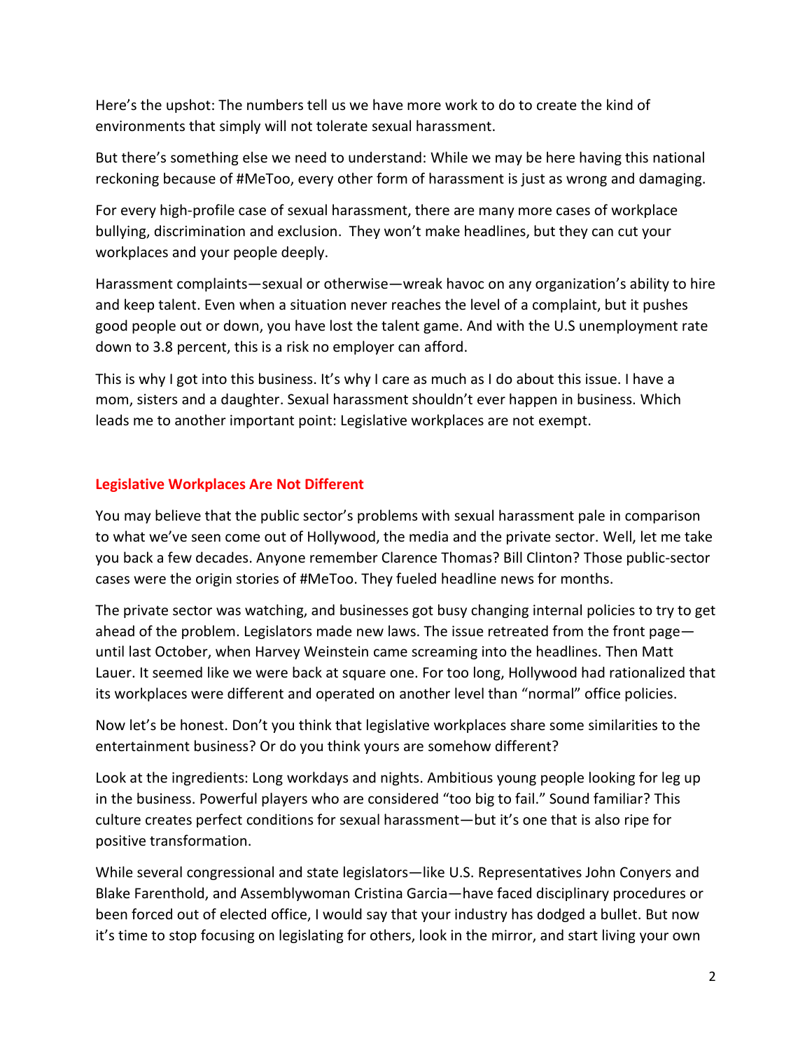Here's the upshot: The numbers tell us we have more work to do to create the kind of environments that simply will not tolerate sexual harassment.

But there's something else we need to understand: While we may be here having this national reckoning because of #MeToo, every other form of harassment is just as wrong and damaging.

For every high-profile case of sexual harassment, there are many more cases of workplace bullying, discrimination and exclusion. They won't make headlines, but they can cut your workplaces and your people deeply.

Harassment complaints—sexual or otherwise—wreak havoc on any organization's ability to hire and keep talent. Even when a situation never reaches the level of a complaint, but it pushes good people out or down, you have lost the talent game. And with the U.S unemployment rate down to 3.8 percent, this is a risk no employer can afford.

This is why I got into this business. It's why I care as much as I do about this issue. I have a mom, sisters and a daughter. Sexual harassment shouldn't ever happen in business. Which leads me to another important point: Legislative workplaces are not exempt.

## Legislative Workplaces Are Not Different

You may believe that the public sector's problems with sexual harassment pale in comparison to what we've seen come out of Hollywood, the media and the private sector. Well, let me take you back a few decades. Anyone remember Clarence Thomas? Bill Clinton? Those public-sector cases were the origin stories of #MeToo. They fueled headline news for months.

The private sector was watching, and businesses got busy changing internal policies to try to get ahead of the problem. Legislators made new laws. The issue retreated from the front page—until last October, when Harvey Weinstein came screaming into the headlines. Then Matt Lauer. It seemed like we were back at square one. For too long, Hollywood had rationalized that its workplaces were different and operated on another level than "normal" office policies.

Now let's be honest. Don't you think that legislative workplaces share some similarities to the entertainment business? Or do you think yours are somehow different?

Look at the ingredients: Long workdays and nights. Ambitious young people looking for leg up in the business. Powerful players who are considered "too big to fail." Sound familiar? This culture creates perfect conditions for sexual harassment—but it's one that is also ripe for positive transformation.

While several congressional and state legislators—like U.S. Representatives John Conyers and Blake Farenthold, and Assemblywoman Cristina Garcia—have faced disciplinary procedures or been forced out of elected office, I would say that your industry has dodged a bullet. But now it's time to stop focusing on legislating for others, look in the mirror, and start living your own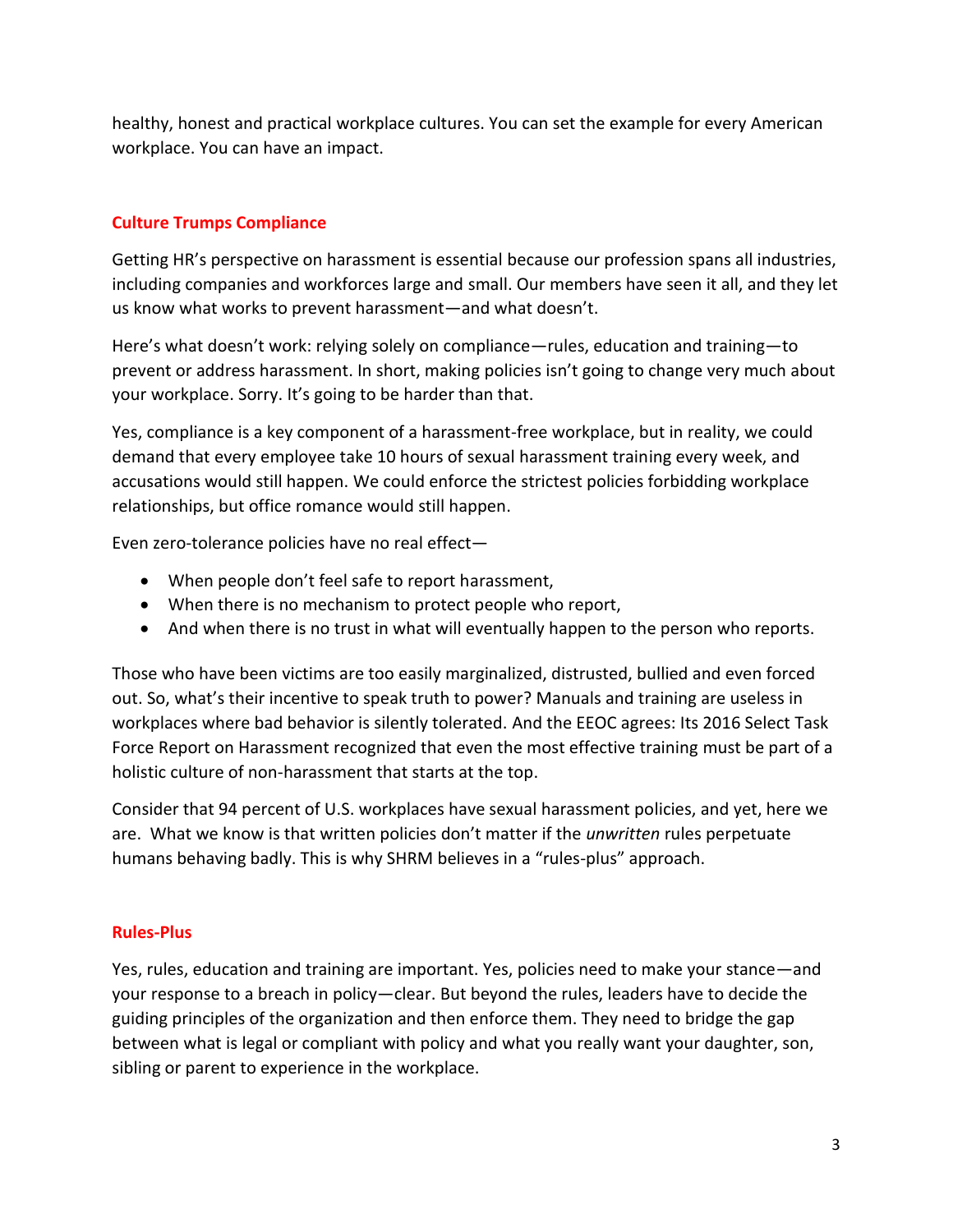healthy, honest and practical workplace cultures. You can set the example for every American workplace. You can have an impact.

## Culture Trumps Compliance

Getting HR's perspective on harassment is essential because our profession spans all industries, including companies and workforces large and small. Our members have seen it all, and they let us know what works to prevent harassment—and what doesn't.

Here's what doesn't work: relying solely on compliance—rules, education and training—to prevent or address harassment. In short, making policies isn't going to change very much about your workplace. Sorry. It's going to be harder than that.

Yes, compliance is a key component of a harassment-free workplace, but in reality, we could demand that every employee take 10 hours of sexual harassment training every week, and accusations would still happen. We could enforce the strictest policies forbidding workplace relationships, but office romance would still happen.

Even zero-tolerance policies have no real effect—

- When people don't feel safe to report harassment,
- When there is no mechanism to protect people who report,
- And when there is no trust in what will eventually happen to the person who reports.

Those who have been victims are too easily marginalized, distrusted, bullied and even forced out. So, what's their incentive to speak truth to power? Manuals and training are useless in workplaces where bad behavior is silently tolerated. And the EEOC agrees: Its 2016 Select Task Force Report on Harassment recognized that even the most effective training must be part of a holistic culture of non-harassment that starts at the top.

Consider that 94 percent of U.S. workplaces have sexual harassment policies, and yet, here we are. What we know is that written policies don't matter if the *unwritten* rules perpetuate humans behaving badly. This is why SHRM believes in a "rules-plus" approach.

## Rules-Plus

Yes, rules, education and training are important. Yes, policies need to make your stance—and your response to a breach in policy—clear. But beyond the rules, leaders have to decide the guiding principles of the organization and then enforce them. They need to bridge the gap between what is legal or compliant with policy and what you really want your daughter, son, sibling or parent to experience in the workplace.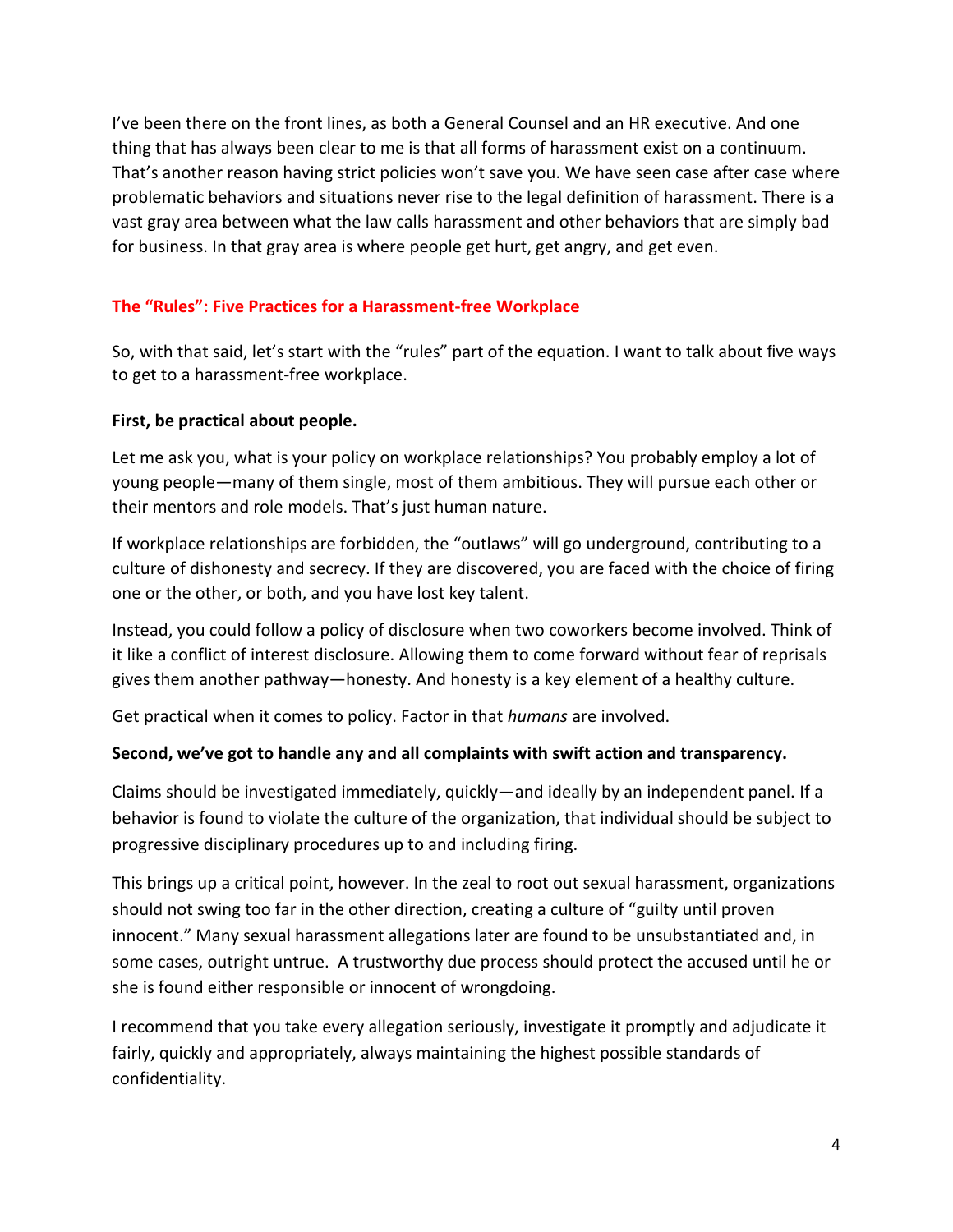I've been there on the front lines, as both a General Counsel and an HR executive. And one thing that has always been clear to me is that all forms of harassment exist on a continuum. That's another reason having strict policies won't save you. We have seen case after case where problematic behaviors and situations never rise to the legal definition of harassment. There is a vast gray area between what the law calls harassment and other behaviors that are simply bad for business. In that gray area is where people get hurt, get angry, and get even.

## The "Rules": Five Practices for a Harassment-free Workplace

So, with that said, let's start with the "rules" part of the equation. I want to talk about five ways to get to a harassment-free workplace.

**First, be practical about people.**

Let me ask you, what is your policy on workplace relationships? You probably employ a lot of young people—many of them single, most of them ambitious. They will pursue each other or their mentors and role models. That's just human nature.

If workplace relationships are forbidden, the "outlaws" will go underground, contributing to a culture of dishonesty and secrecy. If they are discovered, you are faced with the choice of firing one or the other, or both, and you have lost key talent.

Instead, you could follow a policy of disclosure when two coworkers become involved. Think of it like a conflict of interest disclosure. Allowing them to come forward without fear of reprisals gives them another pathway—honesty. And honesty is a key element of a healthy culture.

Get practical when it comes to policy. Factor in that *humans* are involved.

**Second, we've got to handle any and all complaints with swift action and transparency.**

Claims should be investigated immediately, quickly—and ideally by an independent panel. If a behavior is found to violate the culture of the organization, that individual should be subject to progressive disciplinary procedures up to and including firing.

This brings up a critical point, however. In the zeal to root out sexual harassment, organizations should not swing too far in the other direction, creating a culture of "guilty until proven innocent." Many sexual harassment allegations later are found to be unsubstantiated and, in some cases, outright untrue. A trustworthy due process should protect the accused until he or she is found either responsible or innocent of wrongdoing.

I recommend that you take every allegation seriously, investigate it promptly and adjudicate it fairly, quickly and appropriately, always maintaining the highest possible standards of confidentiality.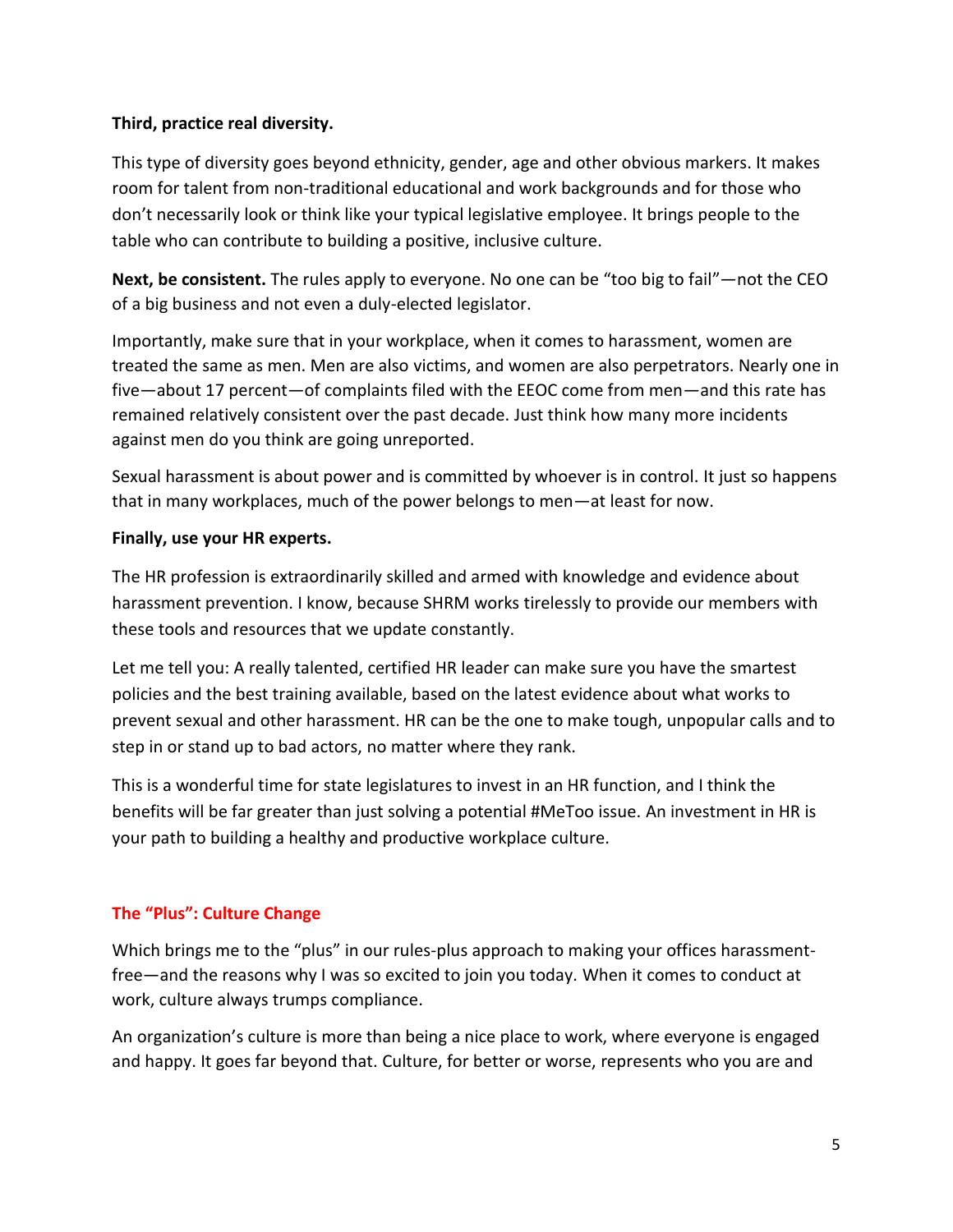**Third, practice real diversity.**

This type of diversity goes beyond ethnicity, gender, age and other obvious markers. It makes room for talent from non-traditional educational and work backgrounds and for those who don't necessarily look or think like your typical legislative employee. It brings people to the table who can contribute to building a positive, inclusive culture.

**Next, be consistent.** The rules apply to everyone. No one can be "too big to fail"—not the CEO of a big business and not even a duly-elected legislator.

Importantly, make sure that in your workplace, when it comes to harassment, women are treated the same as men. Men are also victims, and women are also perpetrators. Nearly one in five—about 17 percent—of complaints filed with the EEOC come from men—and this rate has remained relatively consistent over the past decade. Just think how many more incidents against men do you think are going unreported.

Sexual harassment is about power and is committed by whoever is in control. It just so happens that in many workplaces, much of the power belongs to men—at least for now.

**Finally, use your HR experts.**

The HR profession is extraordinarily skilled and armed with knowledge and evidence about harassment prevention. I know, because SHRM works tirelessly to provide our members with these tools and resources that we update constantly.

Let me tell you: A really talented, certified HR leader can make sure you have the smartest policies and the best training available, based on the latest evidence about what works to prevent sexual and other harassment. HR can be the one to make tough, unpopular calls and to step in or stand up to bad actors, no matter where they rank.

This is a wonderful time for state legislatures to invest in an HR function, and I think the benefits will be far greater than just solving a potential #MeToo issue. An investment in HR is your path to building a healthy and productive workplace culture.

## The "Plus": Culture Change

Which brings me to the "plus" in our rules-plus approach to making your offices harassment-free—and the reasons why I was so excited to join you today. When it comes to conduct at work, culture always trumps compliance.

An organization's culture is more than being a nice place to work, where everyone is engaged and happy. It goes far beyond that. Culture, for better or worse, represents who you are and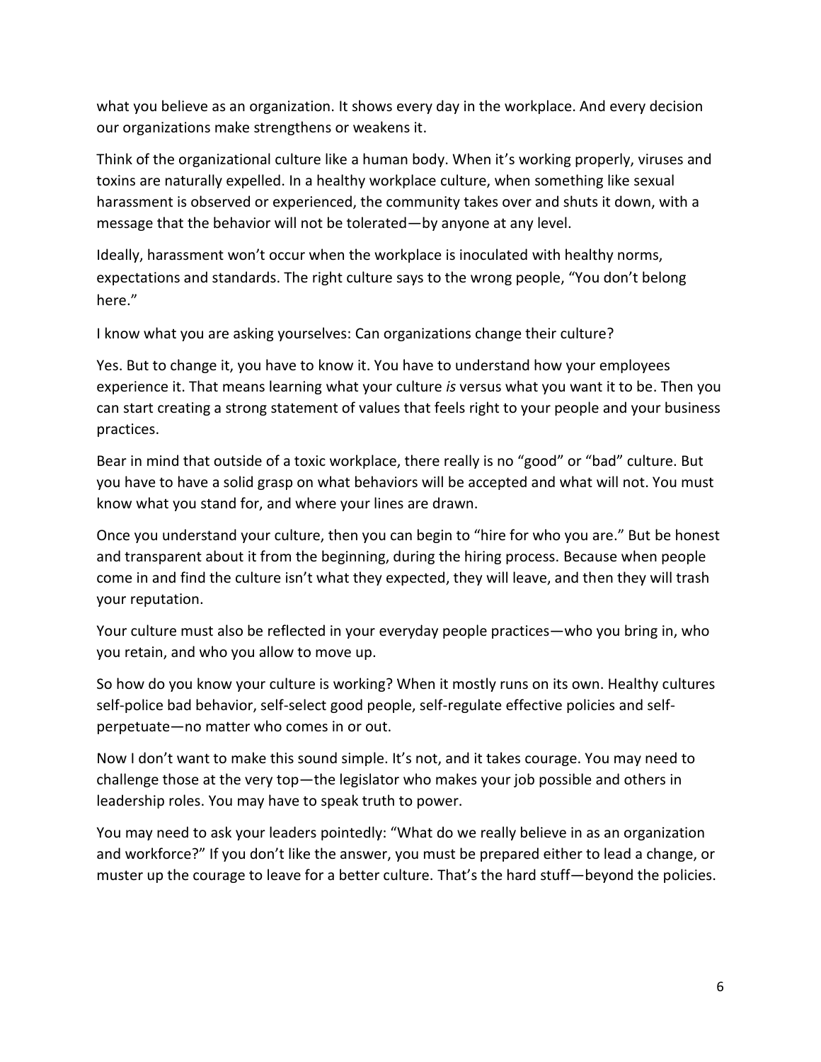what you believe as an organization. It shows every day in the workplace. And every decision our organizations make strengthens or weakens it.

Think of the organizational culture like a human body. When it's working properly, viruses and toxins are naturally expelled. In a healthy workplace culture, when something like sexual harassment is observed or experienced, the community takes over and shuts it down, with a message that the behavior will not be tolerated—by anyone at any level.

Ideally, harassment won't occur when the workplace is inoculated with healthy norms, expectations and standards. The right culture says to the wrong people, "You don't belong here."

I know what you are asking yourselves: Can organizations change their culture?

Yes. But to change it, you have to know it. You have to understand how your employees experience it. That means learning what your culture *is* versus what you want it to be. Then you can start creating a strong statement of values that feels right to your people and your business practices.

Bear in mind that outside of a toxic workplace, there really is no "good" or "bad" culture. But you have to have a solid grasp on what behaviors will be accepted and what will not. You must know what you stand for, and where your lines are drawn.

Once you understand your culture, then you can begin to "hire for who you are." But be honest and transparent about it from the beginning, during the hiring process. Because when people come in and find the culture isn't what they expected, they will leave, and then they will trash your reputation.

Your culture must also be reflected in your everyday people practices—who you bring in, who you retain, and who you allow to move up.

So how do you know your culture is working? When it mostly runs on its own. Healthy cultures self-police bad behavior, self-select good people, self-regulate effective policies and self-perpetuate—no matter who comes in or out.

Now I don't want to make this sound simple. It's not, and it takes courage. You may need to challenge those at the very top—the legislator who makes your job possible and others in leadership roles. You may have to speak truth to power.

You may need to ask your leaders pointedly: "What do we really believe in as an organization and workforce?" If you don't like the answer, you must be prepared either to lead a change, or muster up the courage to leave for a better culture. That's the hard stuff—beyond the policies.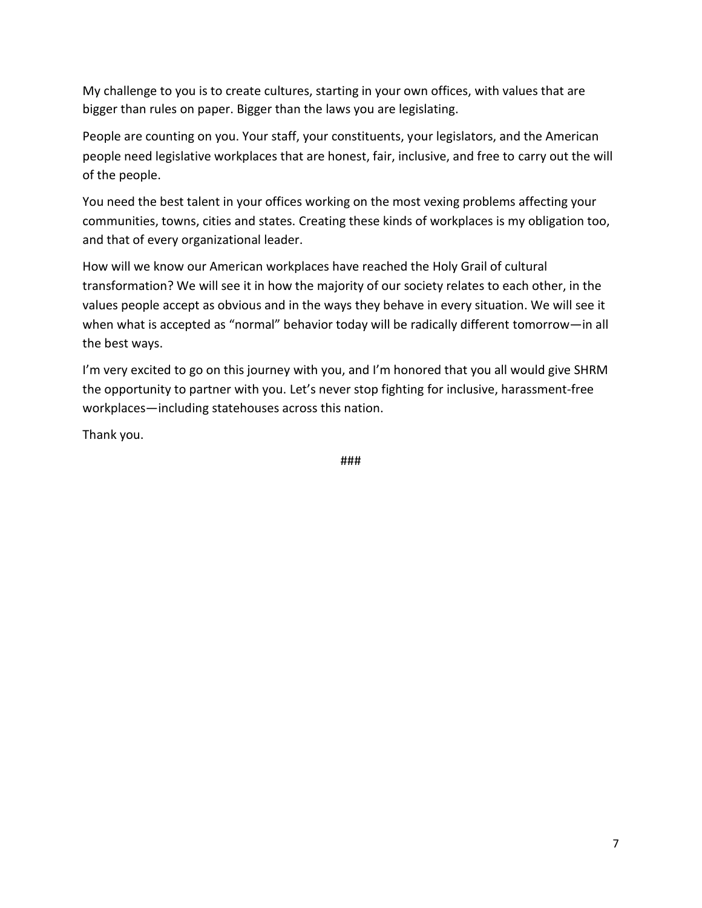My challenge to you is to create cultures, starting in your own offices, with values that are bigger than rules on paper. Bigger than the laws you are legislating.

People are counting on you. Your staff, your constituents, your legislators, and the American people need legislative workplaces that are honest, fair, inclusive, and free to carry out the will of the people.

You need the best talent in your offices working on the most vexing problems affecting your communities, towns, cities and states. Creating these kinds of workplaces is my obligation too, and that of every organizational leader.

How will we know our American workplaces have reached the Holy Grail of cultural transformation? We will see it in how the majority of our society relates to each other, in the values people accept as obvious and in the ways they behave in every situation. We will see it when what is accepted as "normal" behavior today will be radically different tomorrow—in all the best ways.

I'm very excited to go on this journey with you, and I'm honored that you all would give SHRM the opportunity to partner with you. Let's never stop fighting for inclusive, harassment-free workplaces—including statehouses across this nation.

Thank you.

###